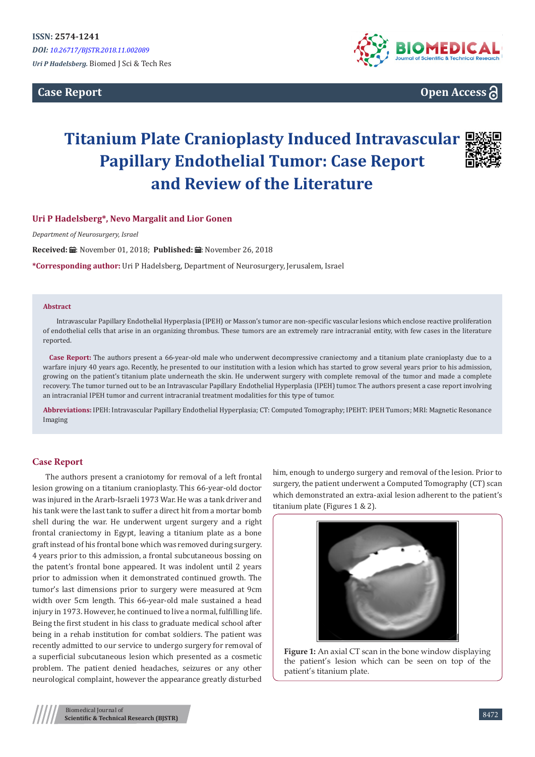ISSN: 2574-1241

*DOI: 10.26717/BJSTR.2018.11.002089*

*Uri P Hadelsberg.* Biomed J Sci & Tech Res

**Case Report** **Open Access**

# Titanium Plate Cranioplasty Induced Intravascular Papillary Endothelial Tumor: Case Report and Review of the Literature

**Uri P Hadelsberg*, Nevo Margalit and Lior Gonen**

*Department of Neurosurgery, Israel*

**Received:** November 01, 2018; **Published:** November 26, 2018

***Corresponding author:** Uri P Hadelsberg, Department of Neurosurgery, Jerusalem, Israel

**Abstract**

Intravascular Papillary Endothelial Hyperplasia (IPEH) or Masson's tumor are non-specific vascular lesions which enclose reactive proliferation of endothelial cells that arise in an organizing thrombus. These tumors are an extremely rare intracranial entity, with few cases in the literature reported.

**Case Report:** The authors present a 66-year-old male who underwent decompressive craniectomy and a titanium plate cranioplasty due to a warfare injury 40 years ago. Recently, he presented to our institution with a lesion which has started to grow several years prior to his admission, growing on the patient's titanium plate underneath the skin. He underwent surgery with complete removal of the tumor and made a complete recovery. The tumor turned out to be an Intravascular Papillary Endothelial Hyperplasia (IPEH) tumor. The authors present a case report involving an intracranial IPEH tumor and current intracranial treatment modalities for this type of tumor.

**Abbreviations:** IPEH: Intravascular Papillary Endothelial Hyperplasia; CT: Computed Tomography; IPEHT: IPEH Tumors; MRI: Magnetic Resonance Imaging

## Case Report

The authors present a craniotomy for removal of a left frontal lesion growing on a titanium cranioplasty. This 66-year-old doctor was injured in the Ararb-Israeli 1973 War. He was a tank driver and his tank were the last tank to suffer a direct hit from a mortar bomb shell during the war. He underwent urgent surgery and a right frontal craniectomy in Egypt, leaving a titanium plate as a bone graft instead of his frontal bone which was removed during surgery. 4 years prior to this admission, a frontal subcutaneous bossing on the patent's frontal bone appeared. It was indolent until 2 years prior to admission when it demonstrated continued growth. The tumor's last dimensions prior to surgery were measured at 9cm width over 5cm length. This 66-year-old male sustained a head injury in 1973. However, he continued to live a normal, fulfilling life. Being the first student in his class to graduate medical school after being in a rehab institution for combat soldiers. The patient was recently admitted to our service to undergo surgery for removal of a superficial subcutaneous lesion which presented as a cosmetic problem. The patient denied headaches, seizures or any other neurological complaint, however the appearance greatly disturbed him, enough to undergo surgery and removal of the lesion. Prior to surgery, the patient underwent a Computed Tomography (CT) scan which demonstrated an extra-axial lesion adherent to the patient's titanium plate (Figures 1 & 2).

**Figure 1:** An axial CT scan in the bone window displaying the patient's lesion which can be seen on top of the patient's titanium plate.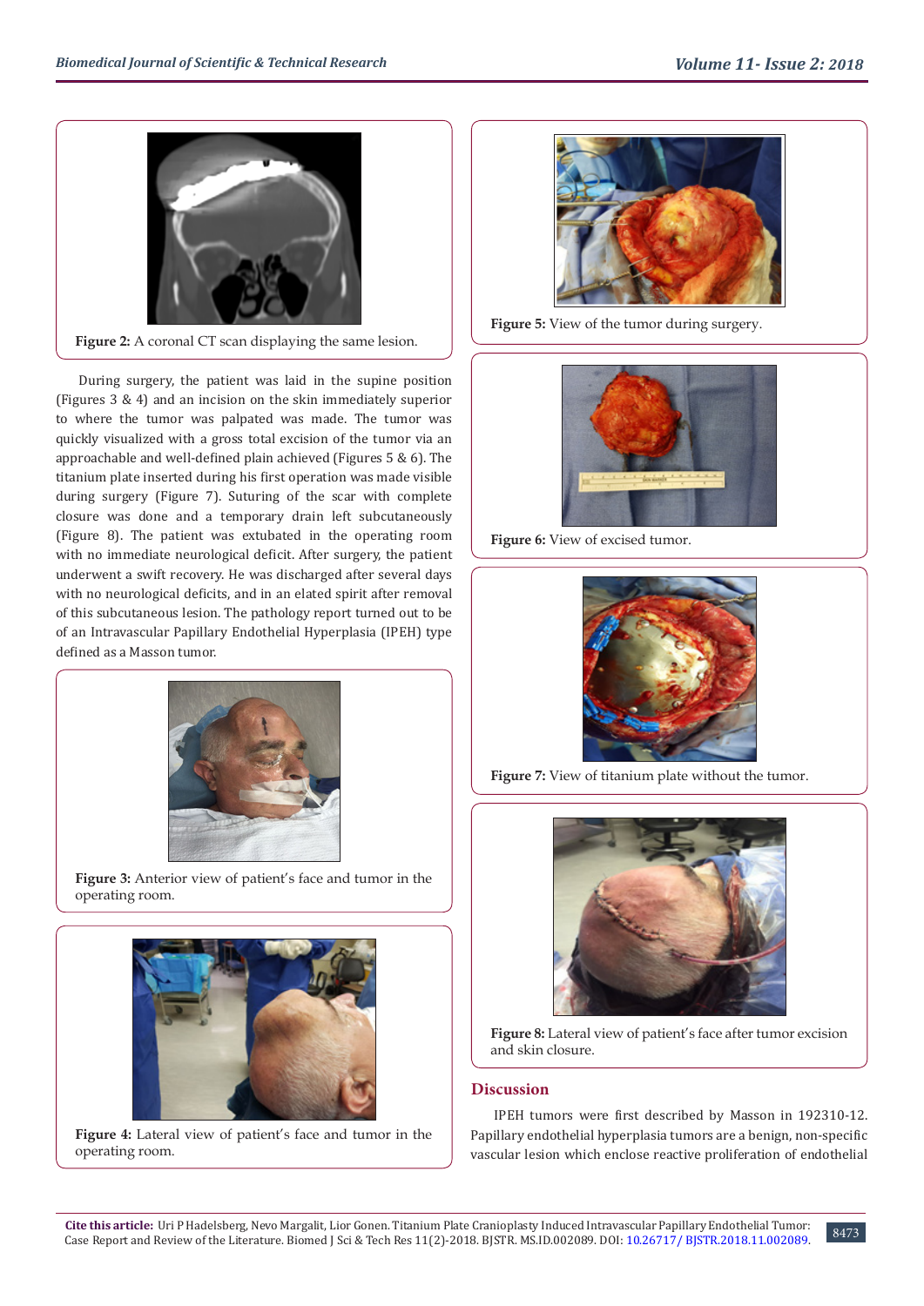Figure 2: A coronal CT scan displaying the same lesion.

During surgery, the patient was laid in the supine position (Figures 3 & 4) and an incision on the skin immediately superior to where the tumor was palpated was made. The tumor was quickly visualized with a gross total excision of the tumor via an approachable and well-defined plain achieved (Figures 5 & 6). The titanium plate inserted during his first operation was made visible during surgery (Figure 7). Suturing of the scar with complete closure was done and a temporary drain left subcutaneously (Figure 8). The patient was extubated in the operating room with no immediate neurological deficit. After surgery, the patient underwent a swift recovery. He was discharged after several days with no neurological deficits, and in an elated spirit after removal of this subcutaneous lesion. The pathology report turned out to be of an Intravascular Papillary Endothelial Hyperplasia (IPEH) type defined as a Masson tumor.

Figure 3: Anterior view of patient's face and tumor in the operating room.

Figure 4: Lateral view of patient's face and tumor in the operating room.

Figure 5: View of the tumor during surgery.

Figure 6: View of excised tumor.

Figure 7: View of titanium plate without the tumor.

Figure 8: Lateral view of patient's face after tumor excision and skin closure.

## Discussion

IPEH tumors were first described by Masson in 192310-12. Papillary endothelial hyperplasia tumors are a benign, non-specific vascular lesion which enclose reactive proliferation of endothelial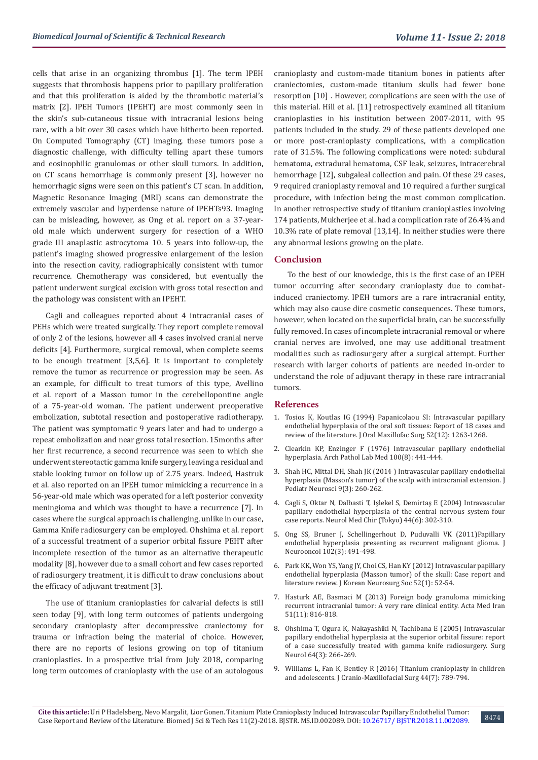cells that arise in an organizing thrombus [1]. The term IPEH suggests that thrombosis happens prior to papillary proliferation and that this proliferation is aided by the thrombotic material's matrix [2]. IPEH Tumors (IPEHT) are most commonly seen in the skin's sub-cutaneous tissue with intracranial lesions being rare, with a bit over 30 cases which have hitherto been reported. On Computed Tomography (CT) imaging, these tumors pose a diagnostic challenge, with difficulty telling apart these tumors and eosinophilic granulomas or other skull tumors. In addition, on CT scans hemorrhage is commonly present [3], however no hemorrhagic signs were seen on this patient's CT scan. In addition, Magnetic Resonance Imaging (MRI) scans can demonstrate the extremely vascular and hyperdense nature of IPEHTs93. Imaging can be misleading, however, as Ong et al. report on a 37-year-old male which underwent surgery for resection of a WHO grade III anaplastic astrocytoma 10. 5 years into follow-up, the patient's imaging showed progressive enlargement of the lesion into the resection cavity, radiographically consistent with tumor recurrence. Chemotherapy was considered, but eventually the patient underwent surgical excision with gross total resection and the pathology was consistent with an IPEHT.

Cagli and colleagues reported about 4 intracranial cases of PEHs which were treated surgically. They report complete removal of only 2 of the lesions, however all 4 cases involved cranial nerve deficits [4]. Furthermore, surgical removal, when complete seems to be enough treatment [3,5,6]. It is important to completely remove the tumor as recurrence or progression may be seen. As an example, for difficult to treat tumors of this type, Avellino et al. report of a Masson tumor in the cerebellopontine angle of a 75-year-old woman. The patient underwent preoperative embolization, subtotal resection and postoperative radiotherapy. The patient was symptomatic 9 years later and had to undergo a repeat embolization and near gross total resection. 15months after her first recurrence, a second recurrence was seen to which she underwent stereotactic gamma knife surgery, leaving a residual and stable looking tumor on follow up of 2.75 years. Indeed, Hastruk et al. also reported on an IPEH tumor mimicking a recurrence in a 56-year-old male which was operated for a left posterior convexity meningioma and which was thought to have a recurrence [7]. In cases where the surgical approach is challenging, unlike in our case, Gamma Knife radiosurgery can be employed. Ohshima et al. report of a successful treatment of a superior orbital fissure PEHT after incomplete resection of the tumor as an alternative therapeutic modality [8], however due to a small cohort and few cases reported of radiosurgery treatment, it is difficult to draw conclusions about the efficacy of adjuvant treatment [3].

The use of titanium cranioplasties for calvarial defects is still seen today [9], with long term outcomes of patients undergoing secondary cranioplasty after decompressive craniectomy for trauma or infraction being the material of choice. However, there are no reports of lesions growing on top of titanium cranioplasties. In a prospective trial from July 2018, comparing long term outcomes of cranioplasty with the use of an autologous cranioplasty and custom-made titanium bones in patients after craniectomies, custom-made titanium skulls had fewer bone resorption [10] . However, complications are seen with the use of this material. Hill et al. [11] retrospectively examined all titanium cranioplasties in his institution between 2007-2011, with 95 patients included in the study. 29 of these patients developed one or more post-cranioplasty complications, with a complication rate of 31.5%. The following complications were noted: subdural hematoma, extradural hematoma, CSF leak, seizures, intracerebral hemorrhage [12], subgaleal collection and pain. Of these 29 cases, 9 required cranioplasty removal and 10 required a further surgical procedure, with infection being the most common complication. In another retrospective study of titanium cranioplasties involving 174 patients, Mukherjee et al. had a complication rate of 26.4% and 10.3% rate of plate removal [13,14]. In neither studies were there any abnormal lesions growing on the plate.

## Conclusion

To the best of our knowledge, this is the first case of an IPEH tumor occurring after secondary cranioplasty due to combat-induced craniectomy. IPEH tumors are a rare intracranial entity, which may also cause dire cosmetic consequences. These tumors, however, when located on the superficial brain, can be successfully fully removed. In cases of incomplete intracranial removal or where cranial nerves are involved, one may use additional treatment modalities such as radiosurgery after a surgical attempt. Further research with larger cohorts of patients are needed in-order to understand the role of adjuvant therapy in these rare intracranial tumors.

## References

1. Tosios K, Koutlas IG (1994) Papanicolaou SI: Intravascular papillary endothelial hyperplasia of the oral soft tissues: Report of 18 cases and review of the literature. J Oral Maxillofac Surg 52(12): 1263-1268.
2. Clearkin KP, Enzinger F (1976) Intravascular papillary endothelial hyperplasia. Arch Pathol Lab Med 100(8): 441-444.
3. Shah HC, Mittal DH, Shah JK (2014 ) Intravascular papillary endothelial hyperplasia (Masson's tumor) of the scalp with intracranial extension. J Pediatr Neurosci 9(3): 260-262.
4. Cagli S, Oktar N, Dalbasti T, Işlekel S, Demirtaş E (2004) Intravascular papillary endothelial hyperplasia of the central nervous system four case reports. Neurol Med Chir (Tokyo) 44(6): 302-310.
5. Ong SS, Bruner J, Schellingerhout D, Puduvalli VK (2011)Papillary endothelial hyperplasia presenting as recurrent malignant glioma. J Neurooncol 102(3): 491-498.
6. Park KK, Won YS, Yang JY, Choi CS, Han KY (2012) Intravascular papillary endothelial hyperplasia (Masson tumor) of the skull: Case report and literature review. J Korean Neurosurg Soc 52(1): 52-54.
7. Hasturk AE, Basmaci M (2013) Foreign body granuloma mimicking recurrent intracranial tumor: A very rare clinical entity. Acta Med Iran 51(11): 816-818.
8. Ohshima T, Ogura K, Nakayashiki N, Tachibana E (2005) Intravascular papillary endothelial hyperplasia at the superior orbital fissure: report of a case successfully treated with gamma knife radiosurgery. Surg Neurol 64(3): 266-269.
9. Williams L, Fan K, Bentley R (2016) Titanium cranioplasty in children and adolescents. J Cranio-Maxillofacial Surg 44(7): 789-794.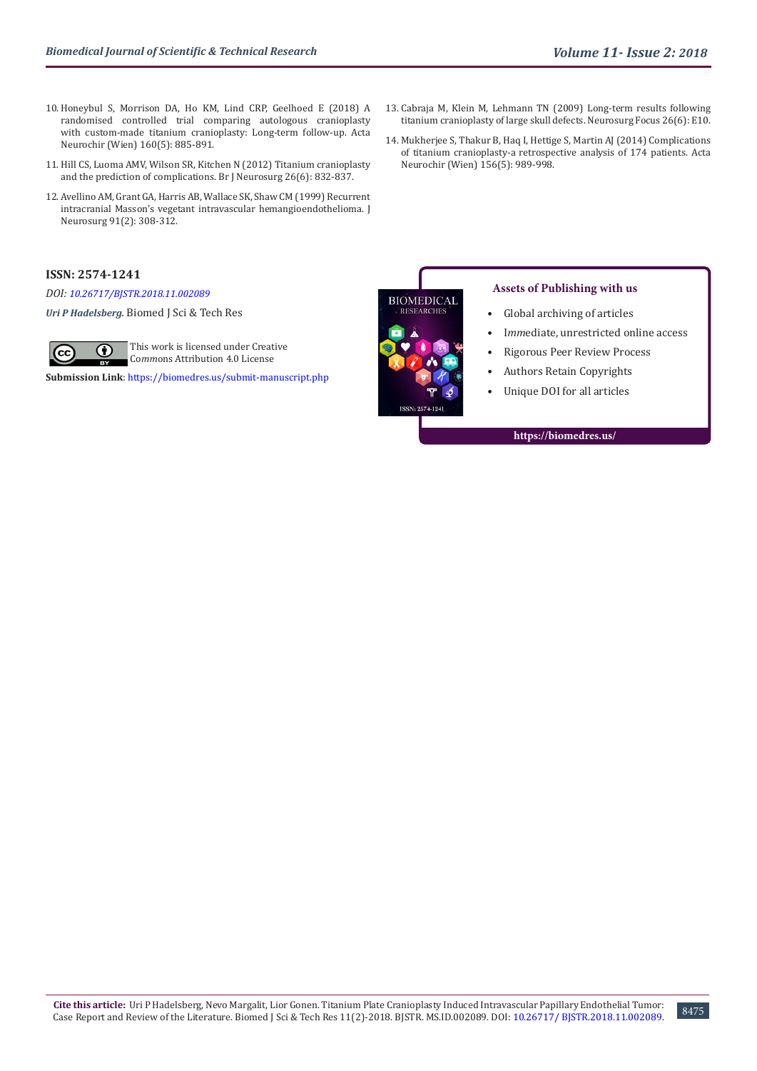10. Honeybul S, Morrison DA, Ho KM, Lind CRP, Geelhoed E (2018) A randomised controlled trial comparing autologous cranioplasty with custom-made titanium cranioplasty: Long-term follow-up. Acta Neurochir (Wien) 160(5): 885-891.

11. Hill CS, Luoma AMV, Wilson SR, Kitchen N (2012) Titanium cranioplasty and the prediction of complications. Br J Neurosurg 26(6): 832-837.

12. Avellino AM, Grant GA, Harris AB, Wallace SK, Shaw CM (1999) Recurrent intracranial Masson's vegetant intravascular hemangioendothelioma. J Neurosurg 91(2): 308-312.

13. Cabraja M, Klein M, Lehmann TN (2009) Long-term results following titanium cranioplasty of large skull defects. Neurosurg Focus 26(6): E10.

14. Mukherjee S, Thakur B, Haq I, Hettige S, Martin AJ (2014) Complications of titanium cranioplasty-a retrospective analysis of 174 patients. Acta Neurochir (Wien) 156(5): 989-998.

**ISSN: 2574-1241**

*DOI: 10.26717/BJSTR.2018.11.002089*

***Uri P Hadelsberg.*** Biomed J Sci & Tech Res

This work is licensed under Creative Commons Attribution 4.0 License

**Submission Link**: https://biomedres.us/submit-manuscript.php

**Assets of Publishing with us**

- Global archiving of articles
- Immediate, unrestricted online access
- Rigorous Peer Review Process
- Authors Retain Copyrights
- Unique DOI for all articles

**https://biomedres.us/**

**Cite this article:** Uri P Hadelsberg, Nevo Margalit, Lior Gonen. Titanium Plate Cranioplasty Induced Intravascular Papillary Endothelial Tumor: Case Report and Review of the Literature. Biomed J Sci & Tech Res 11(2)-2018. BJSTR. MS.ID.002089. DOI: 10.26717/ BJSTR.2018.11.002089.